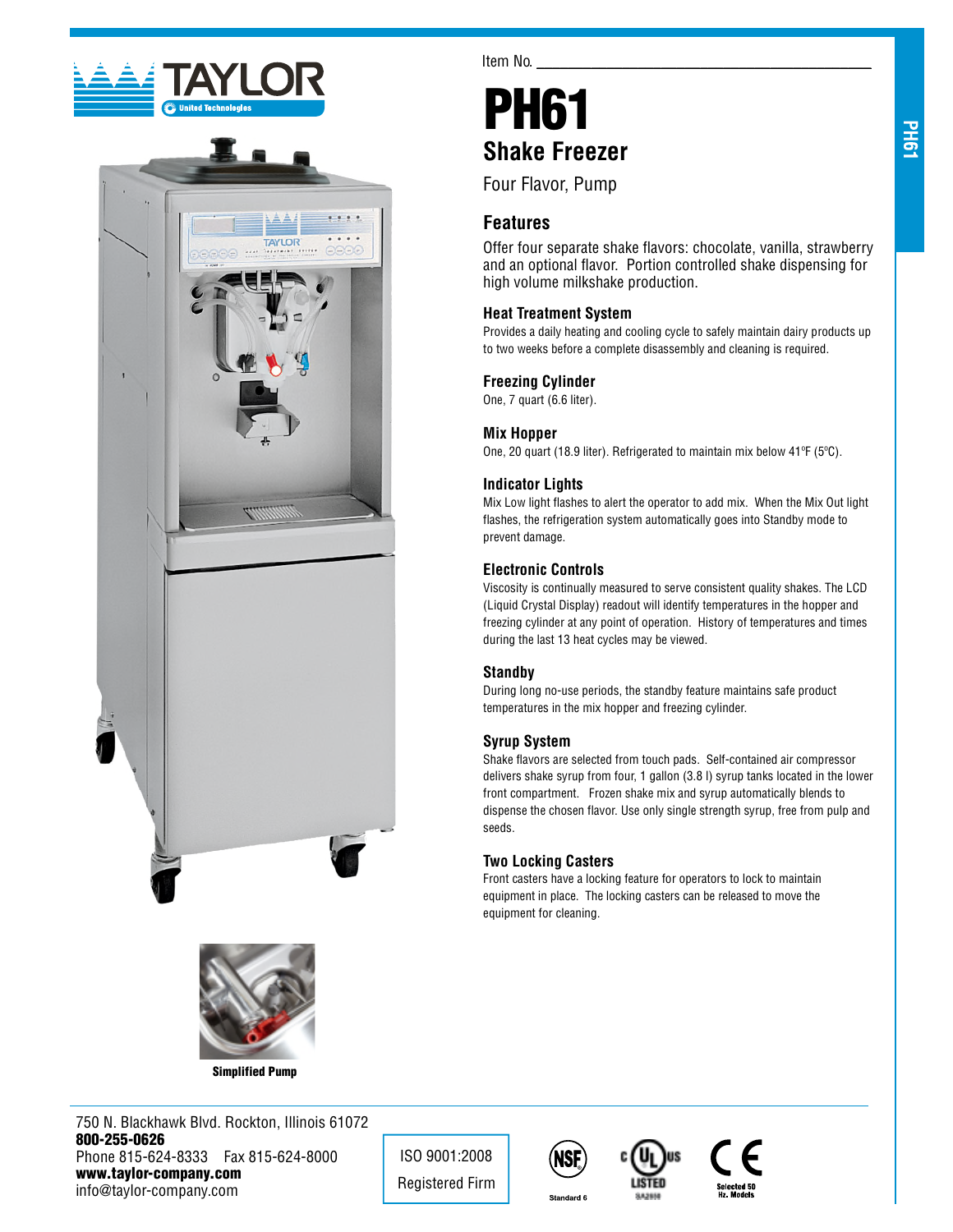Item No. ___________________________________

# PH61

## Shake Freezer

Four Flavor, Pump

## Features

Offer four separate shake flavors: chocolate, vanilla, strawberry and an optional flavor. Portion controlled shake dispensing for high volume milkshake production.

### Heat Treatment System

Provides a daily heating and cooling cycle to safely maintain dairy products up to two weeks before a complete disassembly and cleaning is required.

### Freezing Cylinder

One, 7 quart (6.6 liter).

### Mix Hopper

One, 20 quart (18.9 liter). Refrigerated to maintain mix below 41ºF (5ºC).

### Indicator Lights

Mix Low light flashes to alert the operator to add mix. When the Mix Out light flashes, the refrigeration system automatically goes into Standby mode to prevent damage.

### Electronic Controls

Viscosity is continually measured to serve consistent quality shakes. The LCD (Liquid Crystal Display) readout will identify temperatures in the hopper and freezing cylinder at any point of operation. History of temperatures and times during the last 13 heat cycles may be viewed.

### Standby

During long no-use periods, the standby feature maintains safe product temperatures in the mix hopper and freezing cylinder.

### Syrup System

Shake flavors are selected from touch pads. Self-contained air compressor delivers shake syrup from four, 1 gallon (3.8 l) syrup tanks located in the lower front compartment. Frozen shake mix and syrup automatically blends to dispense the chosen flavor. Use only single strength syrup, free from pulp and seeds.

### Two Locking Casters

Front casters have a locking feature for operators to lock to maintain equipment in place. The locking casters can be released to move the equipment for cleaning.

**Simplified Pump**

750 N. Blackhawk Blvd. Rockton, Illinois 61072
**800-255-0626**
Phone 815-624-8333 Fax 815-624-8000
**www.taylor-company.com**
info@taylor-company.com

ISO 9001:2008
Registered Firm

Standard 6

Selected 50 Hz. Models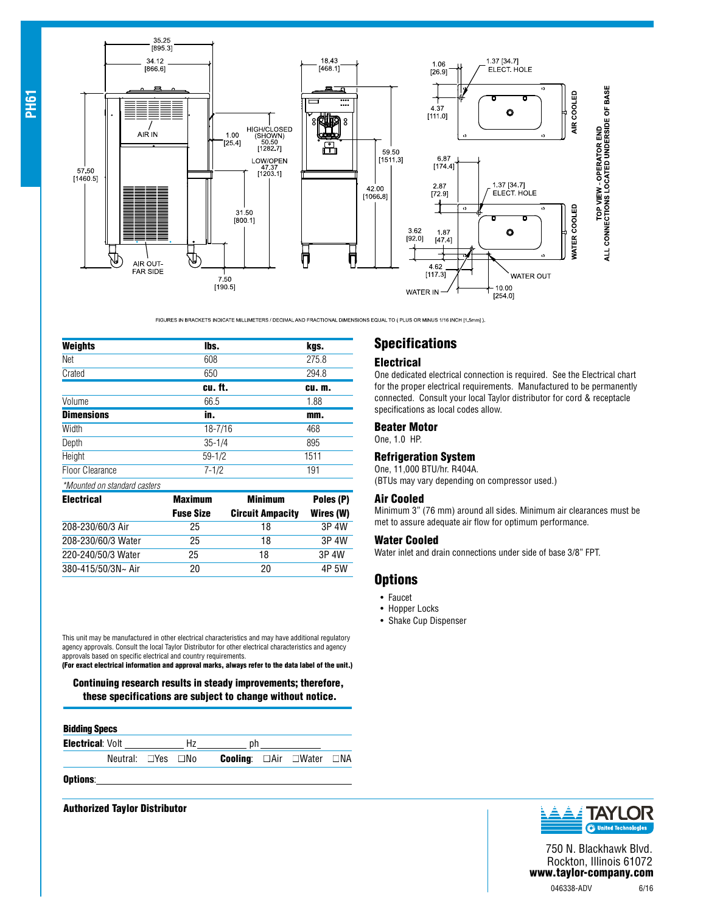PH61

35.25
[895.3]
34.12
[866.6]
AIR IN
57.50
[1460.5]
AIR OUT-
FAR SIDE
1.00
[25.4]
HIGH/CLOSED
(SHOWN)
50.50
[1282.7]
LOW/OPEN
47.37
[1203.1]
31.50
[800.1]
7.50
[190.5]
18.43
[468.1]
59.50
[1511.3]
42.00
[1066.8]
1.06
[26.9]
1.37 [34.7]
ELECT. HOLE
4.37
[111.0]
AIR COOLED
6.87
[174.4]
2.87
[72.9]
1.37 [34.7]
ELECT. HOLE
3.62
[92.0]
1.87
[47.4]
4.62
[117.3]
WATER IN
WATER OUT
10.00
[254.0]
WATER COOLED
TOP VIEW - OPERATOR END
ALL CONNECTIONS LOCATED UNDERSIDE OF BASE

FIGURES IN BRACKETS INDICATE MILLIMETERS / DECIMAL AND FRACTIONAL DIMENSIONS EQUAL TO ( PLUS OR MINUS 1/16 INCH [1.5mm] ).

| **Weights** | **lbs.** | **kgs.** |
|---|---|---|
| Net | 608 | 275.8 |
| Crated | 650 | 294.8 |
| | **cu. ft.** | **cu. m.** |
| Volume | 66.5 | 1.88 |
| **Dimensions** | **in.** | **mm.** |
| Width | 18-7/16 | 468 |
| Depth | 35-1/4 | 895 |
| Height | 59-1/2 | 1511 |
| Floor Clearance | 7-1/2 | 191 |

*Mounted on standard casters*

| **Electrical** | **Maximum Fuse Size** | **Minimum Circuit Ampacity** | **Poles (P) Wires (W)** |
|---|---|---|---|
| 208-230/60/3 Air | 25 | 18 | 3P 4W |
| 208-230/60/3 Water | 25 | 18 | 3P 4W |
| 220-240/50/3 Water | 25 | 18 | 3P 4W |
| 380-415/50/3N~ Air | 20 | 20 | 4P 5W |

This unit may be manufactured in other electrical characteristics and may have additional regulatory agency approvals. Consult the local Taylor Distributor for other electrical characteristics and agency approvals based on specific electrical and country requirements.
**(For exact electrical information and approval marks, always refer to the data label of the unit.)**

**Continuing research results in steady improvements; therefore, these specifications are subject to change without notice.**

**Bidding Specs**

**Electrical**: Volt ____________ Hz ____________ ph ____________

Neutral: ☐Yes ☐No **Cooling**: ☐Air ☐Water ☐NA

**Options**: ____________

**Authorized Taylor Distributor**

# Specifications

## Electrical

One dedicated electrical connection is required. See the Electrical chart for the proper electrical requirements. Manufactured to be permanently connected. Consult your local Taylor distributor for cord & receptacle specifications as local codes allow.

## Beater Motor

One, 1.0 HP.

## Refrigeration System

One, 11,000 BTU/hr. R404A.
(BTUs may vary depending on compressor used.)

## Air Cooled

Minimum 3" (76 mm) around all sides. Minimum air clearances must be met to assure adequate air flow for optimum performance.

## Water Cooled

Water inlet and drain connections under side of base 3/8" FPT.

# Options

- Faucet
- Hopper Locks
- Shake Cup Dispenser

TAYLOR
United Technologies

750 N. Blackhawk Blvd.
Rockton, Illinois 61072
**www.taylor-company.com**

046338-ADV 6/16